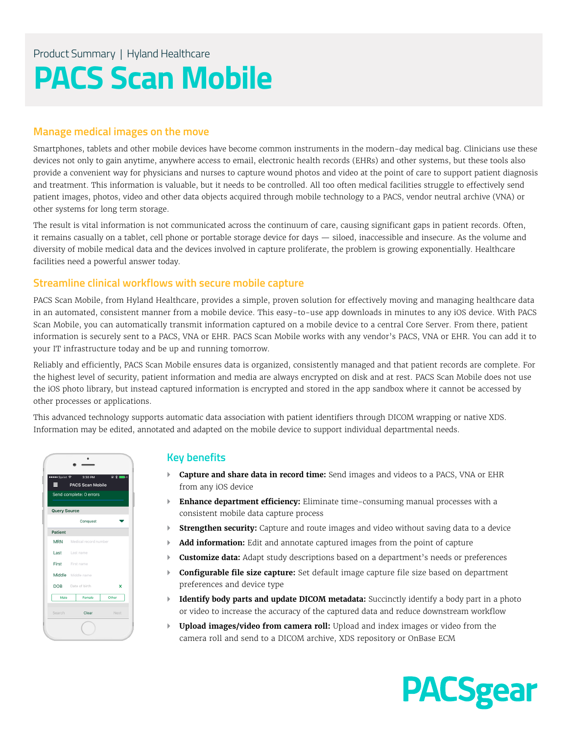Product Summary | Hyland Healthcare

# PACS Scan Mobile

## Manage medical images on the move

Smartphones, tablets and other mobile devices have become common instruments in the modern-day medical bag. Clinicians use these devices not only to gain anytime, anywhere access to email, electronic health records (EHRs) and other systems, but these tools also provide a convenient way for physicians and nurses to capture wound photos and video at the point of care to support patient diagnosis and treatment. This information is valuable, but it needs to be controlled. All too often medical facilities struggle to effectively send patient images, photos, video and other data objects acquired through mobile technology to a PACS, vendor neutral archive (VNA) or other systems for long term storage.

The result is vital information is not communicated across the continuum of care, causing significant gaps in patient records. Often, it remains casually on a tablet, cell phone or portable storage device for days — siloed, inaccessible and insecure. As the volume and diversity of mobile medical data and the devices involved in capture proliferate, the problem is growing exponentially. Healthcare facilities need a powerful answer today.

## Streamline clinical workflows with secure mobile capture

PACS Scan Mobile, from Hyland Healthcare, provides a simple, proven solution for effectively moving and managing healthcare data in an automated, consistent manner from a mobile device. This easy-to-use app downloads in minutes to any iOS device. With PACS Scan Mobile, you can automatically transmit information captured on a mobile device to a central Core Server. From there, patient information is securely sent to a PACS, VNA or EHR. PACS Scan Mobile works with any vendor's PACS, VNA or EHR. You can add it to your IT infrastructure today and be up and running tomorrow.

Reliably and efficiently, PACS Scan Mobile ensures data is organized, consistently managed and that patient records are complete. For the highest level of security, patient information and media are always encrypted on disk and at rest. PACS Scan Mobile does not use the iOS photo library, but instead captured information is encrypted and stored in the app sandbox where it cannot be accessed by other processes or applications.

This advanced technology supports automatic data association with patient identifiers through DICOM wrapping or native XDS. Information may be edited, annotated and adapted on the mobile device to support individual departmental needs.

## Key benefits

- **Capture and share data in record time:** Send images and videos to a PACS, VNA or EHR from any iOS device
- **Enhance department efficiency:** Eliminate time-consuming manual processes with a consistent mobile data capture process
- **Strengthen security:** Capture and route images and video without saving data to a device
- **Add information:** Edit and annotate captured images from the point of capture
- **Customize data:** Adapt study descriptions based on a department's needs or preferences
- **Configurable file size capture:** Set default image capture file size based on department preferences and device type
- **Identify body parts and update DICOM metadata:** Succinctly identify a body part in a photo or video to increase the accuracy of the captured data and reduce downstream workflow
- **Upload images/video from camera roll:** Upload and index images or video from the camera roll and send to a DICOM archive, XDS repository or OnBase ECM

PACSgear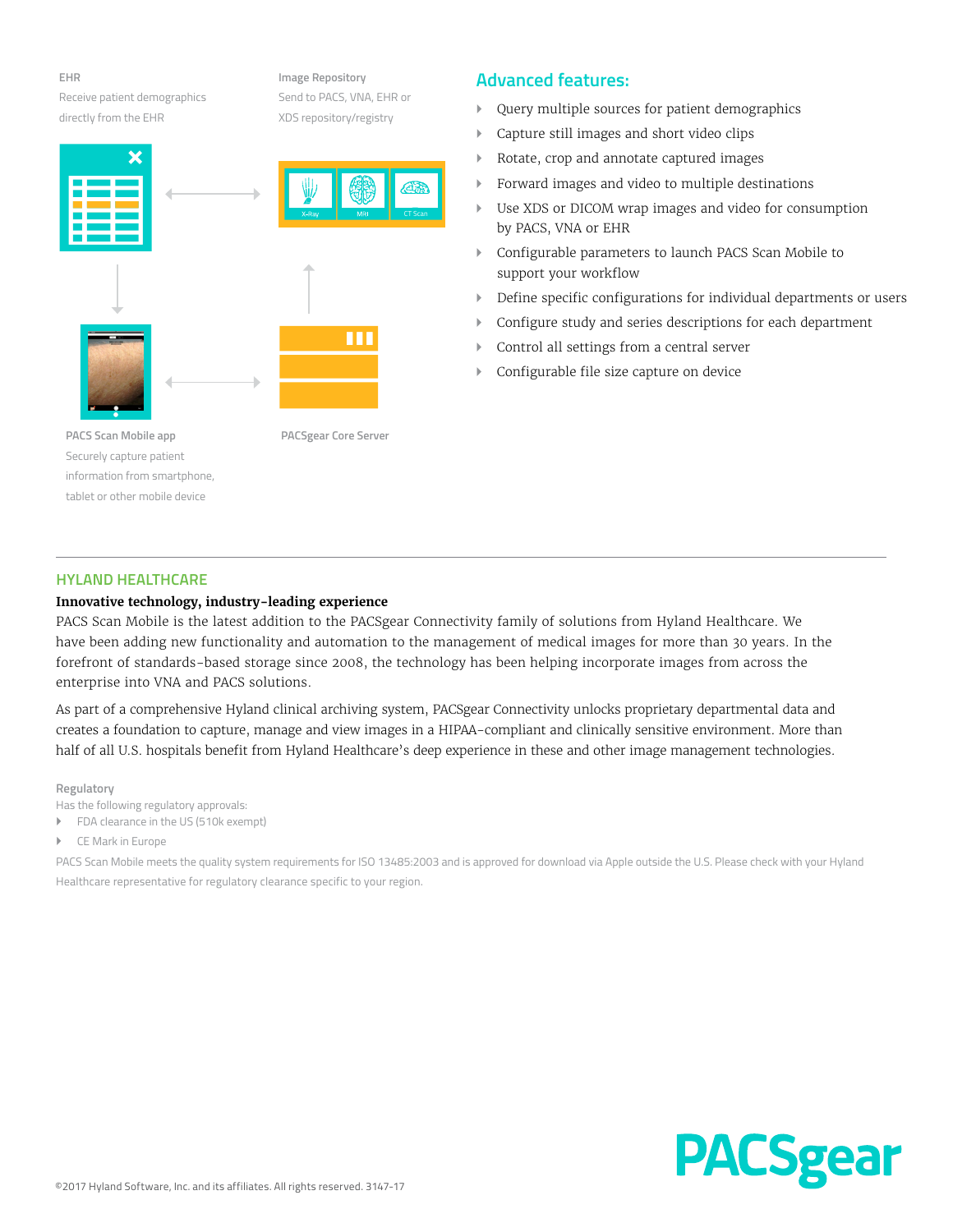EHR

Receive patient demographics directly from the EHR

Image Repository

Send to PACS, VNA, EHR or XDS repository/registry

X-Ray

MRI

CT Scan

PACS Scan Mobile app

Securely capture patient information from smartphone, tablet or other mobile device

PACSgear Core Server

## Advanced features:

- Query multiple sources for patient demographics
- Capture still images and short video clips
- Rotate, crop and annotate captured images
- Forward images and video to multiple destinations
- Use XDS or DICOM wrap images and video for consumption by PACS, VNA or EHR
- Configurable parameters to launch PACS Scan Mobile to support your workflow
- Define specific configurations for individual departments or users
- Configure study and series descriptions for each department
- Control all settings from a central server
- Configurable file size capture on device

## HYLAND HEALTHCARE

**Innovative technology, industry-leading experience**

PACS Scan Mobile is the latest addition to the PACSgear Connectivity family of solutions from Hyland Healthcare. We have been adding new functionality and automation to the management of medical images for more than 30 years. In the forefront of standards-based storage since 2008, the technology has been helping incorporate images from across the enterprise into VNA and PACS solutions.

As part of a comprehensive Hyland clinical archiving system, PACSgear Connectivity unlocks proprietary departmental data and creates a foundation to capture, manage and view images in a HIPAA-compliant and clinically sensitive environment. More than half of all U.S. hospitals benefit from Hyland Healthcare's deep experience in these and other image management technologies.

Regulatory

Has the following regulatory approvals:

- FDA clearance in the US (510k exempt)
- CE Mark in Europe

PACS Scan Mobile meets the quality system requirements for ISO 13485:2003 and is approved for download via Apple outside the U.S. Please check with your Hyland Healthcare representative for regulatory clearance specific to your region.

©2017 Hyland Software, Inc. and its affiliates. All rights reserved. 3147-17

PACSgear